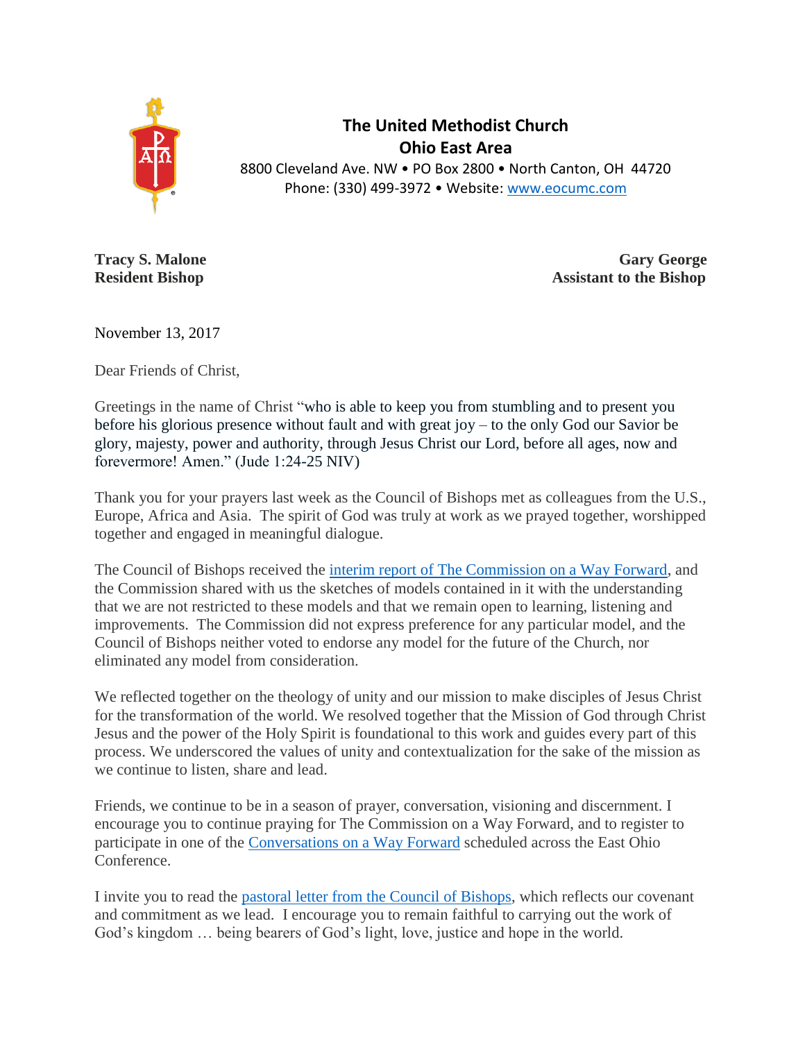**The United Methodist Church**
**Ohio East Area**
8800 Cleveland Ave. NW • PO Box 2800 • North Canton, OH 44720
Phone: (330) 499-3972 • Website: www.eocumc.com

**Tracy S. Malone**
**Resident Bishop**

**Gary George**
**Assistant to the Bishop**

November 13, 2017

Dear Friends of Christ,

Greetings in the name of Christ "who is able to keep you from stumbling and to present you before his glorious presence without fault and with great joy – to the only God our Savior be glory, majesty, power and authority, through Jesus Christ our Lord, before all ages, now and forevermore! Amen." (Jude 1:24-25 NIV)

Thank you for your prayers last week as the Council of Bishops met as colleagues from the U.S., Europe, Africa and Asia. The spirit of God was truly at work as we prayed together, worshipped together and engaged in meaningful dialogue.

The Council of Bishops received the interim report of The Commission on a Way Forward, and the Commission shared with us the sketches of models contained in it with the understanding that we are not restricted to these models and that we remain open to learning, listening and improvements. The Commission did not express preference for any particular model, and the Council of Bishops neither voted to endorse any model for the future of the Church, nor eliminated any model from consideration.

We reflected together on the theology of unity and our mission to make disciples of Jesus Christ for the transformation of the world. We resolved together that the Mission of God through Christ Jesus and the power of the Holy Spirit is foundational to this work and guides every part of this process. We underscored the values of unity and contextualization for the sake of the mission as we continue to listen, share and lead.

Friends, we continue to be in a season of prayer, conversation, visioning and discernment. I encourage you to continue praying for The Commission on a Way Forward, and to register to participate in one of the Conversations on a Way Forward scheduled across the East Ohio Conference.

I invite you to read the pastoral letter from the Council of Bishops, which reflects our covenant and commitment as we lead. I encourage you to remain faithful to carrying out the work of God's kingdom … being bearers of God's light, love, justice and hope in the world.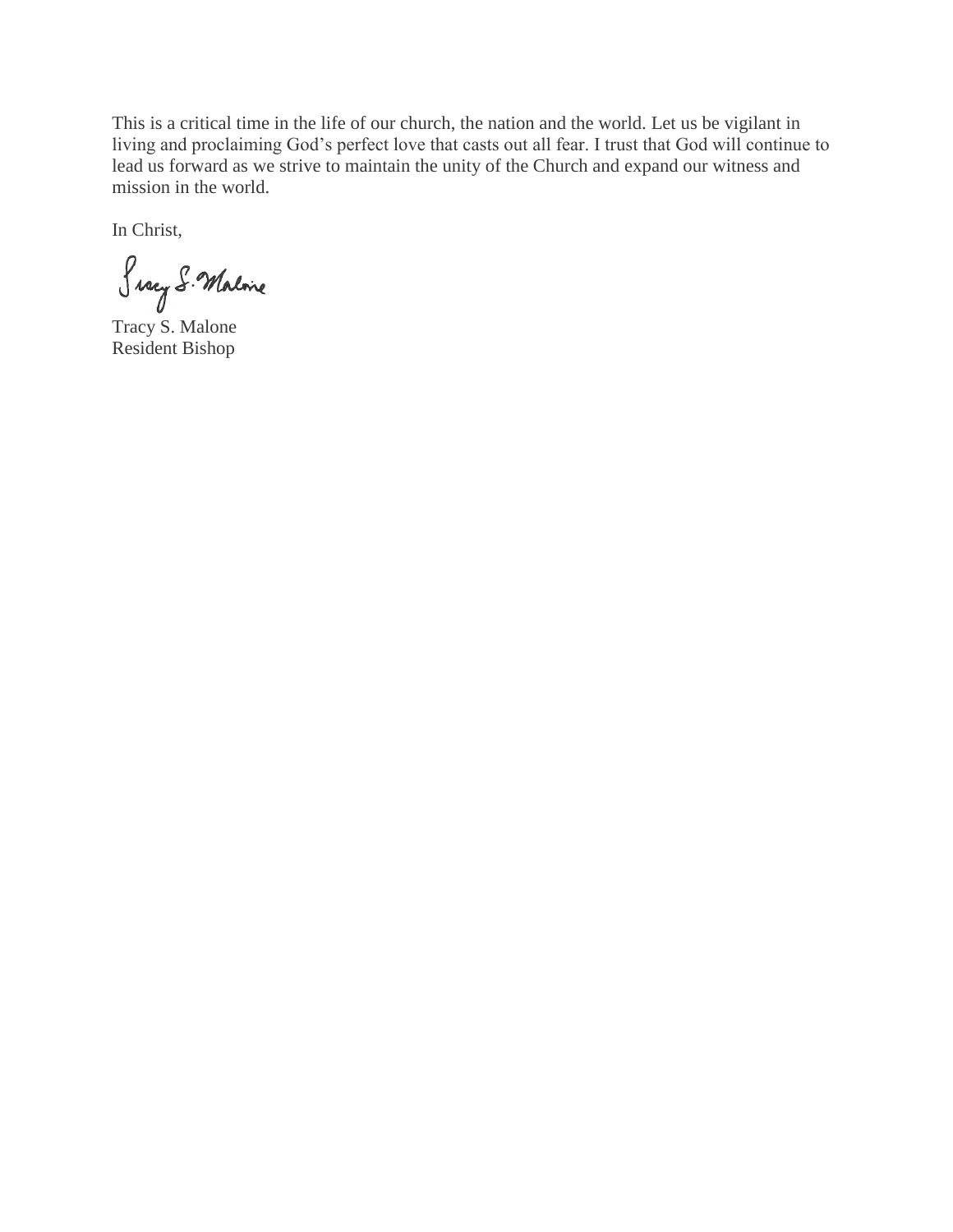This is a critical time in the life of our church, the nation and the world. Let us be vigilant in living and proclaiming God's perfect love that casts out all fear. I trust that God will continue to lead us forward as we strive to maintain the unity of the Church and expand our witness and mission in the world.

In Christ,

Tracy S. Malone
Resident Bishop